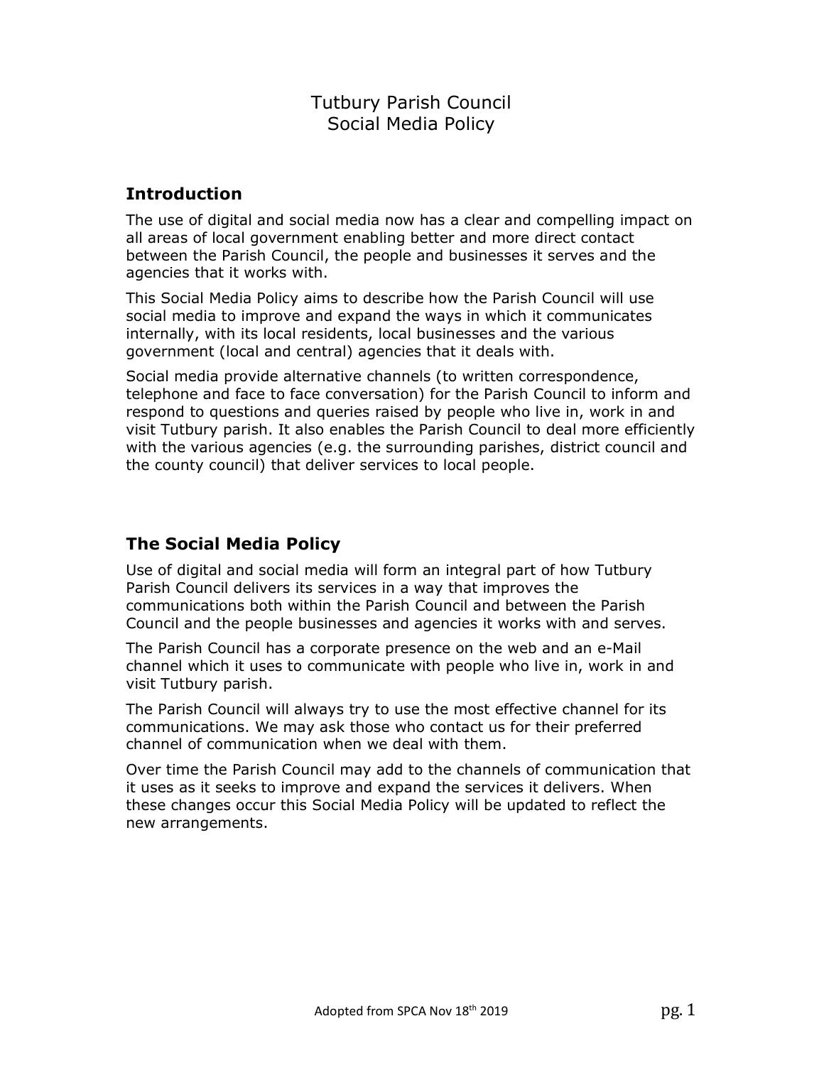# Tutbury Parish Council
# Social Media Policy

## Introduction

The use of digital and social media now has a clear and compelling impact on all areas of local government enabling better and more direct contact between the Parish Council, the people and businesses it serves and the agencies that it works with.

This Social Media Policy aims to describe how the Parish Council will use social media to improve and expand the ways in which it communicates internally, with its local residents, local businesses and the various government (local and central) agencies that it deals with.

Social media provide alternative channels (to written correspondence, telephone and face to face conversation) for the Parish Council to inform and respond to questions and queries raised by people who live in, work in and visit Tutbury parish. It also enables the Parish Council to deal more efficiently with the various agencies (e.g. the surrounding parishes, district council and the county council) that deliver services to local people.

## The Social Media Policy

Use of digital and social media will form an integral part of how Tutbury Parish Council delivers its services in a way that improves the communications both within the Parish Council and between the Parish Council and the people businesses and agencies it works with and serves.

The Parish Council has a corporate presence on the web and an e-Mail channel which it uses to communicate with people who live in, work in and visit Tutbury parish.

The Parish Council will always try to use the most effective channel for its communications. We may ask those who contact us for their preferred channel of communication when we deal with them.

Over time the Parish Council may add to the channels of communication that it uses as it seeks to improve and expand the services it delivers. When these changes occur this Social Media Policy will be updated to reflect the new arrangements.

Adopted from SPCA Nov 18th 2019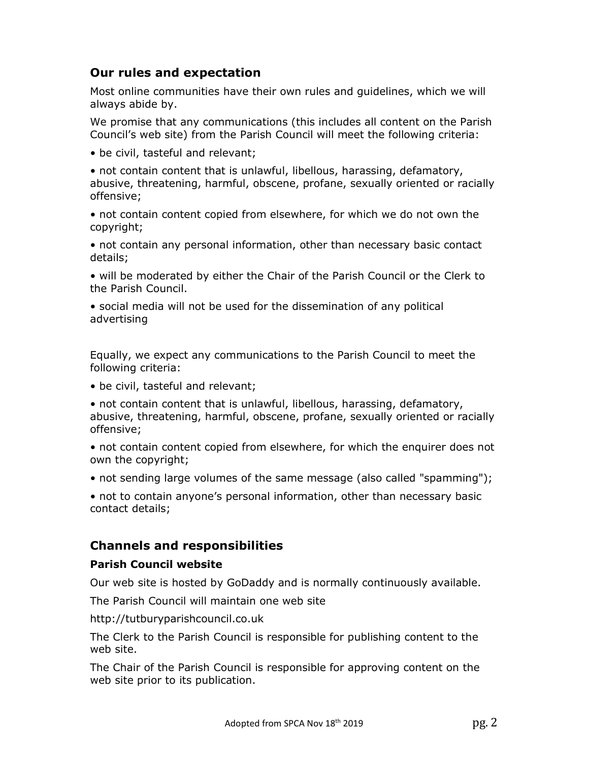## Our rules and expectation

Most online communities have their own rules and guidelines, which we will always abide by.

We promise that any communications (this includes all content on the Parish Council's web site) from the Parish Council will meet the following criteria:

• be civil, tasteful and relevant;

• not contain content that is unlawful, libellous, harassing, defamatory, abusive, threatening, harmful, obscene, profane, sexually oriented or racially offensive;

• not contain content copied from elsewhere, for which we do not own the copyright;

• not contain any personal information, other than necessary basic contact details;

• will be moderated by either the Chair of the Parish Council or the Clerk to the Parish Council.

• social media will not be used for the dissemination of any political advertising

Equally, we expect any communications to the Parish Council to meet the following criteria:

• be civil, tasteful and relevant;

• not contain content that is unlawful, libellous, harassing, defamatory, abusive, threatening, harmful, obscene, profane, sexually oriented or racially offensive;

• not contain content copied from elsewhere, for which the enquirer does not own the copyright;

• not sending large volumes of the same message (also called "spamming");

• not to contain anyone's personal information, other than necessary basic contact details;

## Channels and responsibilities

### Parish Council website

Our web site is hosted by GoDaddy and is normally continuously available.

The Parish Council will maintain one web site

http://tutburyparishcouncil.co.uk

The Clerk to the Parish Council is responsible for publishing content to the web site.

The Chair of the Parish Council is responsible for approving content on the web site prior to its publication.

Adopted from SPCA Nov 18th 2019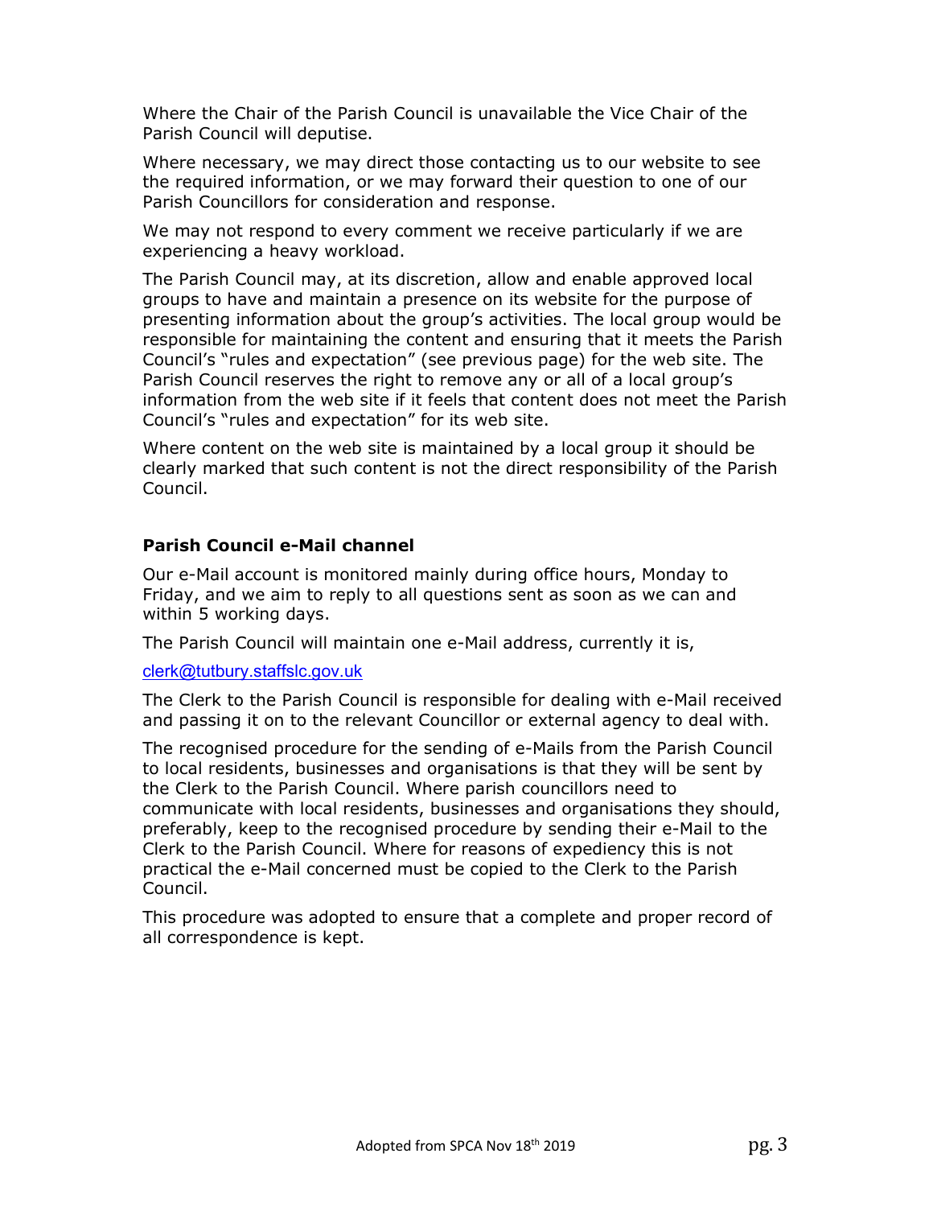Where the Chair of the Parish Council is unavailable the Vice Chair of the Parish Council will deputise.

Where necessary, we may direct those contacting us to our website to see the required information, or we may forward their question to one of our Parish Councillors for consideration and response.

We may not respond to every comment we receive particularly if we are experiencing a heavy workload.

The Parish Council may, at its discretion, allow and enable approved local groups to have and maintain a presence on its website for the purpose of presenting information about the group's activities. The local group would be responsible for maintaining the content and ensuring that it meets the Parish Council's "rules and expectation" (see previous page) for the web site. The Parish Council reserves the right to remove any or all of a local group's information from the web site if it feels that content does not meet the Parish Council's "rules and expectation" for its web site.

Where content on the web site is maintained by a local group it should be clearly marked that such content is not the direct responsibility of the Parish Council.

### Parish Council e-Mail channel

Our e-Mail account is monitored mainly during office hours, Monday to Friday, and we aim to reply to all questions sent as soon as we can and within 5 working days.

The Parish Council will maintain one e-Mail address, currently it is,

clerk@tutbury.staffslc.gov.uk

The Clerk to the Parish Council is responsible for dealing with e-Mail received and passing it on to the relevant Councillor or external agency to deal with.

The recognised procedure for the sending of e-Mails from the Parish Council to local residents, businesses and organisations is that they will be sent by the Clerk to the Parish Council. Where parish councillors need to communicate with local residents, businesses and organisations they should, preferably, keep to the recognised procedure by sending their e-Mail to the Clerk to the Parish Council. Where for reasons of expediency this is not practical the e-Mail concerned must be copied to the Clerk to the Parish Council.

This procedure was adopted to ensure that a complete and proper record of all correspondence is kept.

Adopted from SPCA Nov 18th 2019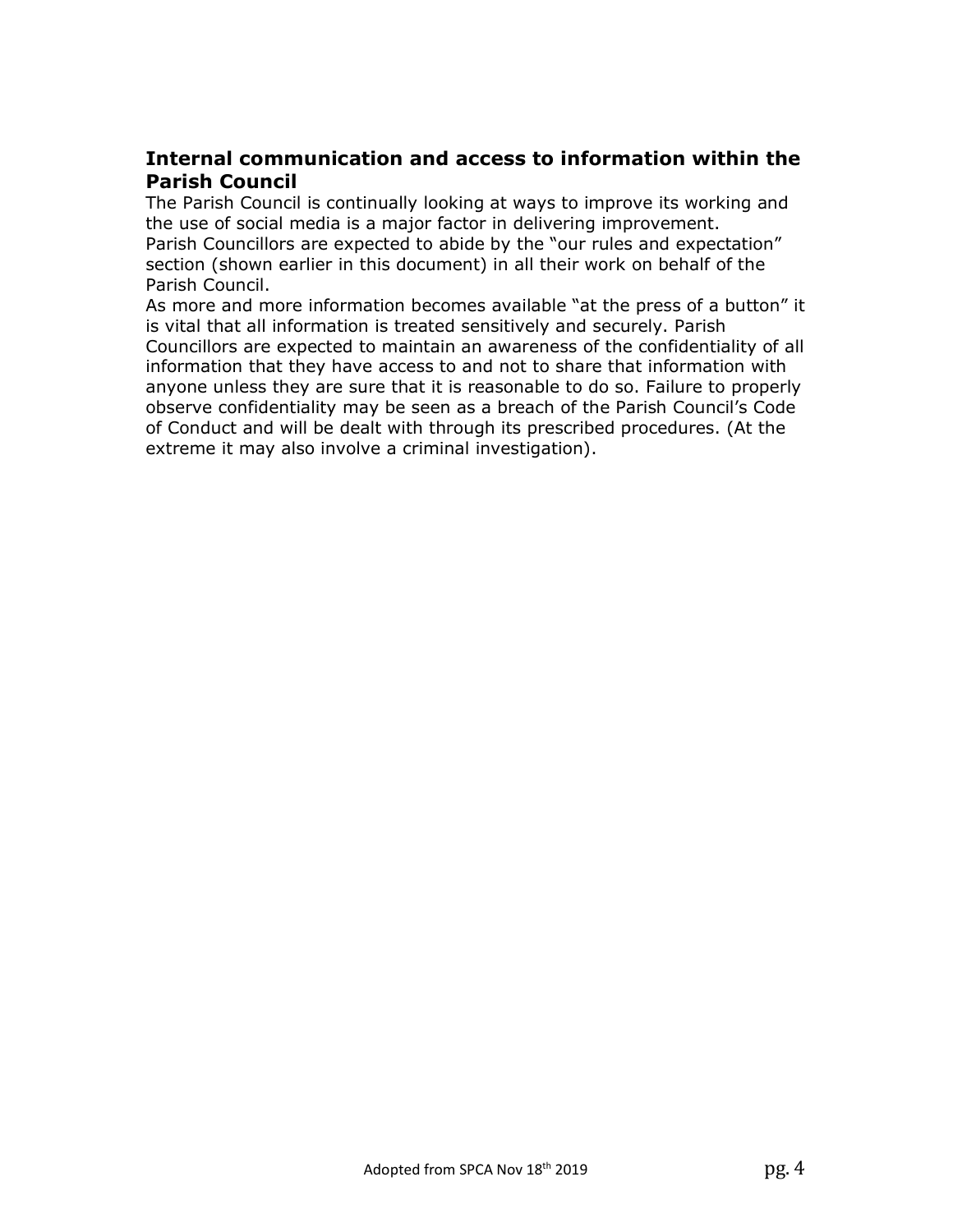## Internal communication and access to information within the Parish Council

The Parish Council is continually looking at ways to improve its working and the use of social media is a major factor in delivering improvement. Parish Councillors are expected to abide by the "our rules and expectation" section (shown earlier in this document) in all their work on behalf of the Parish Council.

As more and more information becomes available "at the press of a button" it is vital that all information is treated sensitively and securely. Parish Councillors are expected to maintain an awareness of the confidentiality of all information that they have access to and not to share that information with anyone unless they are sure that it is reasonable to do so. Failure to properly observe confidentiality may be seen as a breach of the Parish Council's Code of Conduct and will be dealt with through its prescribed procedures. (At the extreme it may also involve a criminal investigation).